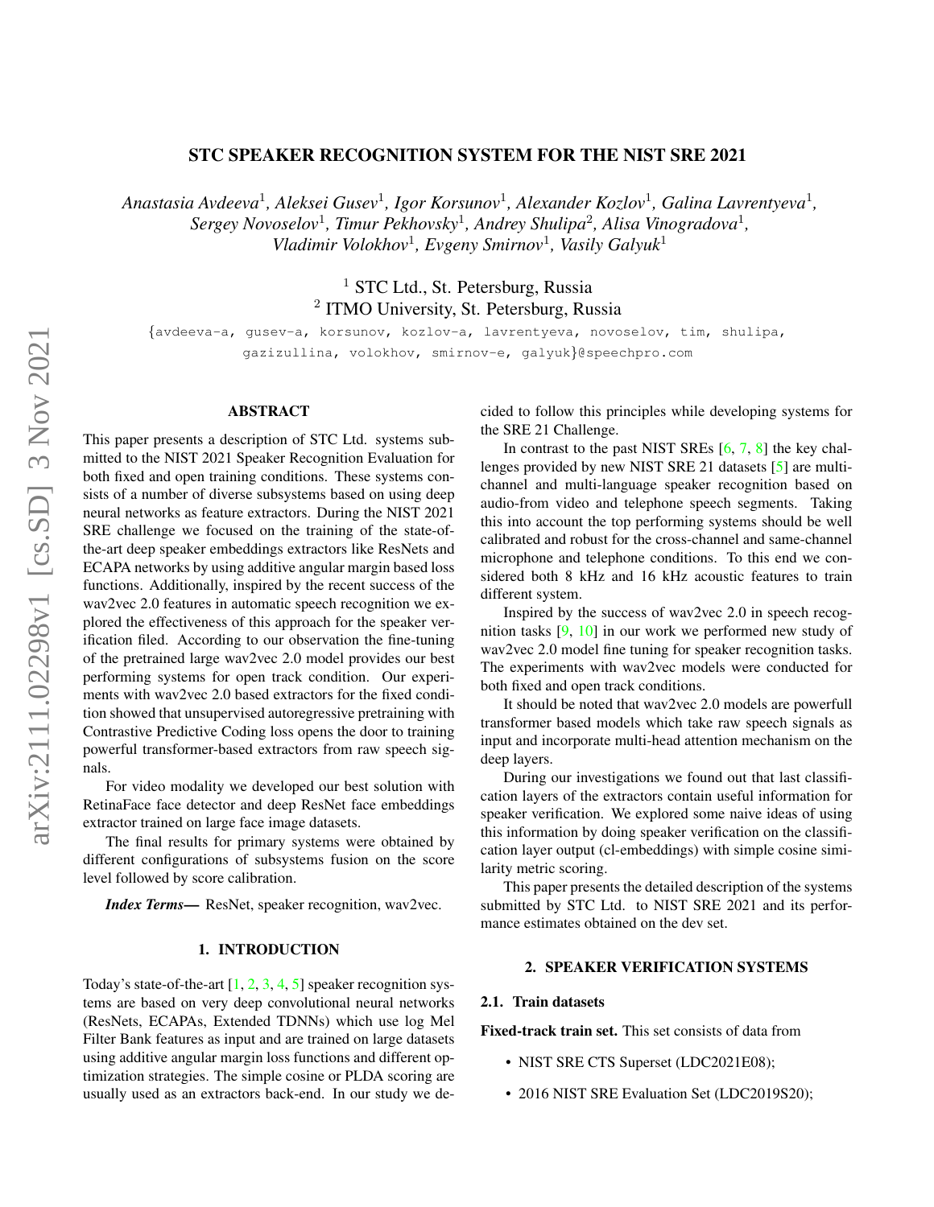# STC SPEAKER RECOGNITION SYSTEM FOR THE NIST SRE 2021

*Anastasia Avdeeva*[1], *Aleksei Gusev*[1], *Igor Korsunov*[1], *Alexander Kozlov*[1], *Galina Lavrentyeva*[1], *Sergey Novoselov*[1], *Timur Pekhovsky*[1], *Andrey Shulipa*[2], *Alisa Vinogradova*[1], *Vladimir Volokhov*[1], *Evgeny Smirnov*[1], *Vasily Galyuk*[1]

[1] STC Ltd., St. Petersburg, Russia
[2] ITMO University, St. Petersburg, Russia

{avdeeva-a, gusev-a, korsunov, kozlov-a, lavrentyeva, novoselov, tim, shulipa, gazizullina, volokhov, smirnov-e, galyuk}@speechpro.com

## ABSTRACT

This paper presents a description of STC Ltd. systems submitted to the NIST 2021 Speaker Recognition Evaluation for both fixed and open training conditions. These systems consists of a number of diverse subsystems based on using deep neural networks as feature extractors. During the NIST 2021 SRE challenge we focused on the training of the state-of-the-art deep speaker embeddings extractors like ResNets and ECAPA networks by using additive angular margin based loss functions. Additionally, inspired by the recent success of the wav2vec 2.0 features in automatic speech recognition we explored the effectiveness of this approach for the speaker verification filed. According to our observation the fine-tuning of the pretrained large wav2vec 2.0 model provides our best performing systems for open track condition. Our experiments with wav2vec 2.0 based extractors for the fixed condition showed that unsupervised autoregressive pretraining with Contrastive Predictive Coding loss opens the door to training powerful transformer-based extractors from raw speech signals.

For video modality we developed our best solution with RetinaFace face detector and deep ResNet face embeddings extractor trained on large face image datasets.

The final results for primary systems were obtained by different configurations of subsystems fusion on the score level followed by score calibration.

***Index Terms*—** ResNet, speaker recognition, wav2vec.

## 1. INTRODUCTION

Today's state-of-the-art [1, 2, 3, 4, 5] speaker recognition systems are based on very deep convolutional neural networks (ResNets, ECAPAs, Extended TDNNs) which use log Mel Filter Bank features as input and are trained on large datasets using additive angular margin loss functions and different optimization strategies. The simple cosine or PLDA scoring are usually used as an extractors back-end. In our study we decided to follow this principles while developing systems for the SRE 21 Challenge.

In contrast to the past NIST SREs [6, 7, 8] the key challenges provided by new NIST SRE 21 datasets [5] are multi-channel and multi-language speaker recognition based on audio-from video and telephone speech segments. Taking this into account the top performing systems should be well calibrated and robust for the cross-channel and same-channel microphone and telephone conditions. To this end we considered both 8 kHz and 16 kHz acoustic features to train different system.

Inspired by the success of wav2vec 2.0 in speech recognition tasks [9, 10] in our work we performed new study of wav2vec 2.0 model fine tuning for speaker recognition tasks. The experiments with wav2vec models were conducted for both fixed and open track conditions.

It should be noted that wav2vec 2.0 models are powerfull transformer based models which take raw speech signals as input and incorporate multi-head attention mechanism on the deep layers.

During our investigations we found out that last classification layers of the extractors contain useful information for speaker verification. We explored some naive ideas of using this information by doing speaker verification on the classification layer output (cl-embeddings) with simple cosine similarity metric scoring.

This paper presents the detailed description of the systems submitted by STC Ltd. to NIST SRE 2021 and its performance estimates obtained on the dev set.

## 2. SPEAKER VERIFICATION SYSTEMS

### 2.1. Train datasets

**Fixed-track train set.** This set consists of data from

- NIST SRE CTS Superset (LDC2021E08);
- 2016 NIST SRE Evaluation Set (LDC2019S20);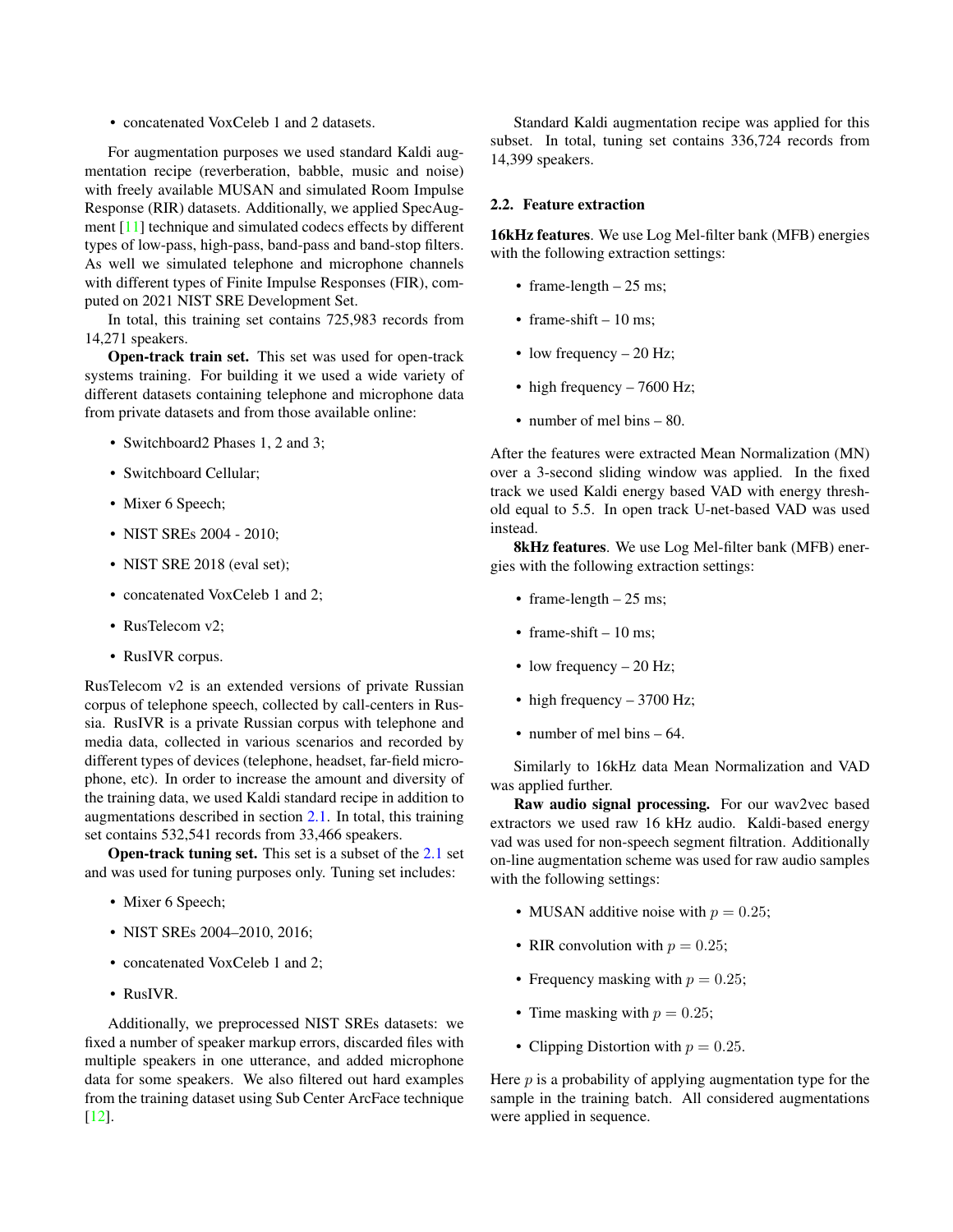- concatenated VoxCeleb 1 and 2 datasets.

For augmentation purposes we used standard Kaldi augmentation recipe (reverberation, babble, music and noise) with freely available MUSAN and simulated Room Impulse Response (RIR) datasets. Additionally, we applied SpecAugment [11] technique and simulated codecs effects by different types of low-pass, high-pass, band-pass and band-stop filters. As well we simulated telephone and microphone channels with different types of Finite Impulse Responses (FIR), computed on 2021 NIST SRE Development Set.

In total, this training set contains 725,983 records from 14,271 speakers.

**Open-track train set.** This set was used for open-track systems training. For building it we used a wide variety of different datasets containing telephone and microphone data from private datasets and from those available online:

- Switchboard2 Phases 1, 2 and 3;
- Switchboard Cellular;
- Mixer 6 Speech;
- NIST SREs 2004 - 2010;
- NIST SRE 2018 (eval set);
- concatenated VoxCeleb 1 and 2;
- RusTelecom v2;
- RusIVR corpus.

RusTelecom v2 is an extended versions of private Russian corpus of telephone speech, collected by call-centers in Russia. RusIVR is a private Russian corpus with telephone and media data, collected in various scenarios and recorded by different types of devices (telephone, headset, far-field microphone, etc). In order to increase the amount and diversity of the training data, we used Kaldi standard recipe in addition to augmentations described in section 2.1. In total, this training set contains 532,541 records from 33,466 speakers.

**Open-track tuning set.** This set is a subset of the 2.1 set and was used for tuning purposes only. Tuning set includes:

- Mixer 6 Speech;
- NIST SREs 2004–2010, 2016;
- concatenated VoxCeleb 1 and 2;
- RusIVR.

Additionally, we preprocessed NIST SREs datasets: we fixed a number of speaker markup errors, discarded files with multiple speakers in one utterance, and added microphone data for some speakers. We also filtered out hard examples from the training dataset using Sub Center ArcFace technique [12].

Standard Kaldi augmentation recipe was applied for this subset. In total, tuning set contains 336,724 records from 14,399 speakers.

### 2.2. Feature extraction

**16kHz features**. We use Log Mel-filter bank (MFB) energies with the following extraction settings:

- frame-length – 25 ms;
- frame-shift – 10 ms;
- low frequency – 20 Hz;
- high frequency – 7600 Hz;
- number of mel bins – 80.

After the features were extracted Mean Normalization (MN) over a 3-second sliding window was applied. In the fixed track we used Kaldi energy based VAD with energy threshold equal to 5.5. In open track U-net-based VAD was used instead.

**8kHz features**. We use Log Mel-filter bank (MFB) energies with the following extraction settings:

- frame-length – 25 ms;
- frame-shift – 10 ms;
- low frequency – 20 Hz;
- high frequency – 3700 Hz;
- number of mel bins – 64.

Similarly to 16kHz data Mean Normalization and VAD was applied further.

**Raw audio signal processing.** For our wav2vec based extractors we used raw 16 kHz audio. Kaldi-based energy vad was used for non-speech segment filtration. Additionally on-line augmentation scheme was used for raw audio samples with the following settings:

- MUSAN additive noise with $p = 0.25$;
- RIR convolution with $p = 0.25$;
- Frequency masking with $p = 0.25$;
- Time masking with $p = 0.25$;
- Clipping Distortion with $p = 0.25$.

Here $p$ is a probability of applying augmentation type for the sample in the training batch. All considered augmentations were applied in sequence.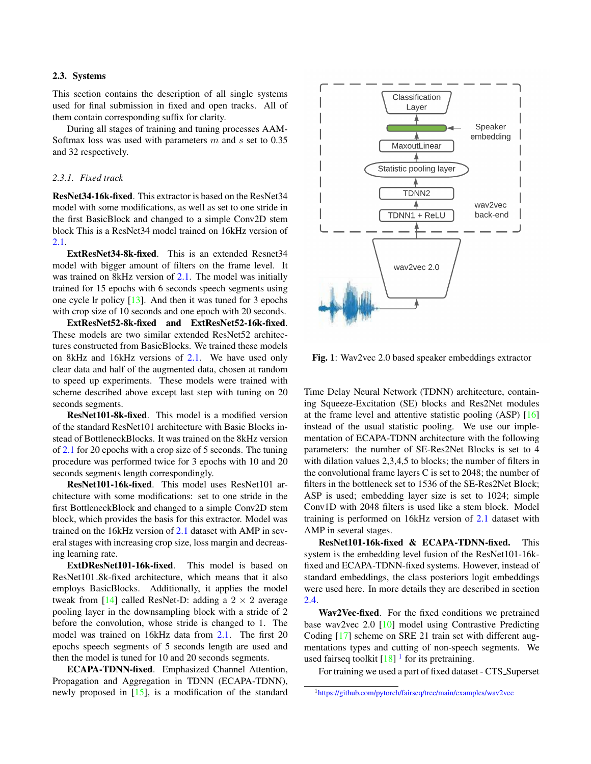### 2.3. Systems

This section contains the description of all single systems used for final submission in fixed and open tracks. All of them contain corresponding suffix for clarity.

During all stages of training and tuning processes AAM-Softmax loss was used with parameters $m$ and $s$ set to 0.35 and 32 respectively.

#### 2.3.1. Fixed track

**ResNet34-16k-fixed**. This extractor is based on the ResNet34 model with some modifications, as well as set to one stride in the first BasicBlock and changed to a simple Conv2D stem block This is a ResNet34 model trained on 16kHz version of 2.1.

**ExtResNet34-8k-fixed**. This is an extended Resnet34 model with bigger amount of filters on the frame level. It was trained on 8kHz version of 2.1. The model was initially trained for 15 epochs with 6 seconds speech segments using one cycle lr policy [13]. And then it was tuned for 3 epochs with crop size of 10 seconds and one epoch with 20 seconds.

**ExtResNet52-8k-fixed and ExtResNet52-16k-fixed**. These models are two similar extended ResNet52 architectures constructed from BasicBlocks. We trained these models on 8kHz and 16kHz versions of 2.1. We have used only clear data and half of the augmented data, chosen at random to speed up experiments. These models were trained with scheme described above except last step with tuning on 20 seconds segments.

**ResNet101-8k-fixed**. This model is a modified version of the standard ResNet101 architecture with Basic Blocks instead of BottleneckBlocks. It was trained on the 8kHz version of 2.1 for 20 epochs with a crop size of 5 seconds. The tuning procedure was performed twice for 3 epochs with 10 and 20 seconds segments length correspondingly.

**ResNet101-16k-fixed**. This model uses ResNet101 architecture with some modifications: set to one stride in the first BottleneckBlock and changed to a simple Conv2D stem block, which provides the basis for this extractor. Model was trained on the 16kHz version of 2.1 dataset with AMP in several stages with increasing crop size, loss margin and decreasing learning rate.

**ExtDResNet101-16k-fixed**. This model is based on ResNet101_8k-fixed architecture, which means that it also employs BasicBlocks. Additionally, it applies the model tweak from [14] called ResNet-D: adding a $2 \times 2$ average pooling layer in the downsampling block with a stride of 2 before the convolution, whose stride is changed to 1. The model was trained on 16kHz data from 2.1. The first 20 epochs speech segments of 5 seconds length are used and then the model is tuned for 10 and 20 seconds segments.

**ECAPA-TDNN-fixed**. Emphasized Channel Attention, Propagation and Aggregation in TDNN (ECAPA-TDNN), newly proposed in [15], is a modification of the standard Time Delay Neural Network (TDNN) architecture, containing Squeeze-Excitation (SE) blocks and Res2Net modules at the frame level and attentive statistic pooling (ASP) [16] instead of the usual statistic pooling. We use our implementation of ECAPA-TDNN architecture with the following parameters: the number of SE-Res2Net Blocks is set to 4 with dilation values 2,3,4,5 to blocks; the number of filters in the convolutional frame layers C is set to 2048; the number of filters in the bottleneck set to 1536 of the SE-Res2Net Block; ASP is used; embedding layer size is set to 1024; simple Conv1D with 2048 filters is used like a stem block. Model training is performed on 16kHz version of 2.1 dataset with AMP in several stages.

**ResNet101-16k-fixed & ECAPA-TDNN-fixed.** This system is the embedding level fusion of the ResNet101-16k-fixed and ECAPA-TDNN-fixed systems. However, instead of standard embeddings, the class posteriors logit embeddings were used here. In more details they are described in section 2.4.

**Fig. 1**: Wav2vec 2.0 based speaker embeddings extractor

**Wav2Vec-fixed**. For the fixed conditions we pretrained base wav2vec 2.0 [10] model using Contrastive Predicting Coding [17] scheme on SRE 21 train set with different augmentations types and cutting of non-speech segments. We used fairseq toolkit [18] [1] for its pretraining.

For training we used a part of fixed dataset - CTS_Superset

[1] https://github.com/pytorch/fairseq/tree/main/examples/wav2vec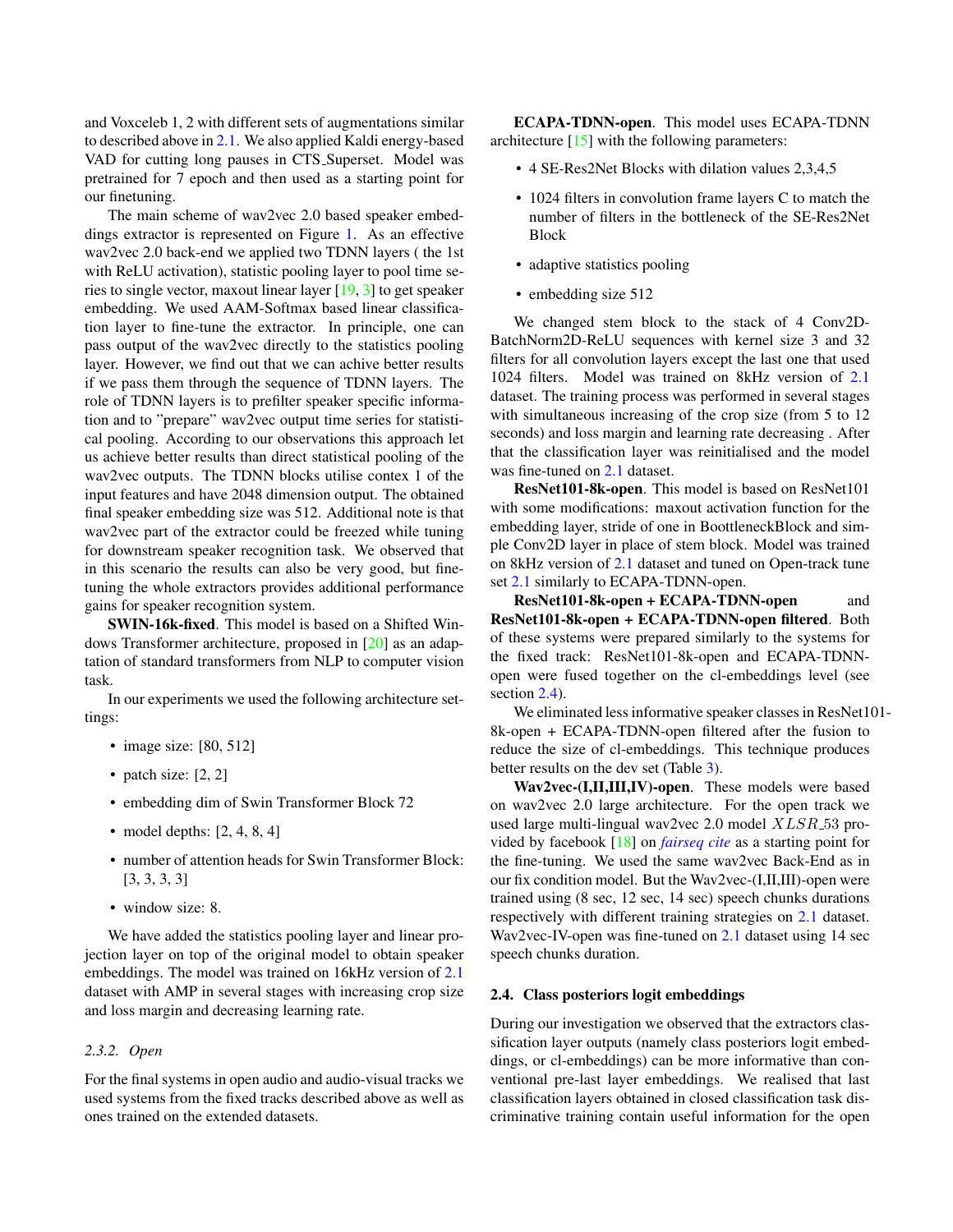and Voxceleb 1, 2 with different sets of augmentations similar to described above in 2.1. We also applied Kaldi energy-based VAD for cutting long pauses in CTS_Superset. Model was pretrained for 7 epoch and then used as a starting point for our finetuning.

The main scheme of wav2vec 2.0 based speaker embeddings extractor is represented on Figure 1. As an effective wav2vec 2.0 back-end we applied two TDNN layers ( the 1st with ReLU activation), statistic pooling layer to pool time series to single vector, maxout linear layer [19, 3] to get speaker embedding. We used AAM-Softmax based linear classification layer to fine-tune the extractor. In principle, one can pass output of the wav2vec directly to the statistics pooling layer. However, we find out that we can achive better results if we pass them through the sequence of TDNN layers. The role of TDNN layers is to prefilter speaker specific information and to "prepare" wav2vec output time series for statistical pooling. According to our observations this approach let us achieve better results than direct statistical pooling of the wav2vec outputs. The TDNN blocks utilise contex 1 of the input features and have 2048 dimension output. The obtained final speaker embedding size was 512. Additional note is that wav2vec part of the extractor could be freezed while tuning for downstream speaker recognition task. We observed that in this scenario the results can also be very good, but finetuning the whole extractors provides additional performance gains for speaker recognition system.

**SWIN-16k-fixed**. This model is based on a Shifted Windows Transformer architecture, proposed in [20] as an adaptation of standard transformers from NLP to computer vision task.

In our experiments we used the following architecture settings:

- image size: [80, 512]
- patch size: [2, 2]
- embedding dim of Swin Transformer Block 72
- model depths: [2, 4, 8, 4]
- number of attention heads for Swin Transformer Block: [3, 3, 3, 3]
- window size: 8.

We have added the statistics pooling layer and linear projection layer on top of the original model to obtain speaker embeddings. The model was trained on 16kHz version of 2.1 dataset with AMP in several stages with increasing crop size and loss margin and decreasing learning rate.

#### 2.3.2. Open

For the final systems in open audio and audio-visual tracks we used systems from the fixed tracks described above as well as ones trained on the extended datasets.

**ECAPA-TDNN-open**. This model uses ECAPA-TDNN architecture [15] with the following parameters:

- 4 SE-Res2Net Blocks with dilation values 2,3,4,5
- 1024 filters in convolution frame layers C to match the number of filters in the bottleneck of the SE-Res2Net Block
- adaptive statistics pooling
- embedding size 512

We changed stem block to the stack of 4 Conv2D-BatchNorm2D-ReLU sequences with kernel size 3 and 32 filters for all convolution layers except the last one that used 1024 filters. Model was trained on 8kHz version of 2.1 dataset. The training process was performed in several stages with simultaneous increasing of the crop size (from 5 to 12 seconds) and loss margin and learning rate decreasing . After that the classification layer was reinitialised and the model was fine-tuned on 2.1 dataset.

**ResNet101-8k-open**. This model is based on ResNet101 with some modifications: maxout activation function for the embedding layer, stride of one in BoottleneckBlock and simple Conv2D layer in place of stem block. Model was trained on 8kHz version of 2.1 dataset and tuned on Open-track tune set 2.1 similarly to ECAPA-TDNN-open.

**ResNet101-8k-open + ECAPA-TDNN-open** and **ResNet101-8k-open + ECAPA-TDNN-open filtered**. Both of these systems were prepared similarly to the systems for the fixed track: ResNet101-8k-open and ECAPA-TDNN-open were fused together on the cl-embeddings level (see section 2.4).

We eliminated less informative speaker classes in ResNet101-8k-open + ECAPA-TDNN-open filtered after the fusion to reduce the size of cl-embeddings. This technique produces better results on the dev set (Table 3).

**Wav2vec-(I,II,III,IV)-open**. These models were based on wav2vec 2.0 large architecture. For the open track we used large multi-lingual wav2vec 2.0 model $XLSR\_53$ provided by facebook [18] on *fairseq cite* as a starting point for the fine-tuning. We used the same wav2vec Back-End as in our fix condition model. But the Wav2vec-(I,II,III)-open were trained using (8 sec, 12 sec, 14 sec) speech chunks durations respectively with different training strategies on 2.1 dataset. Wav2vec-IV-open was fine-tuned on 2.1 dataset using 14 sec speech chunks duration.

### 2.4. Class posteriors logit embeddings

During our investigation we observed that the extractors classification layer outputs (namely class posteriors logit embeddings, or cl-embeddings) can be more informative than conventional pre-last layer embeddings. We realised that last classification layers obtained in closed classification task discriminative training contain useful information for the open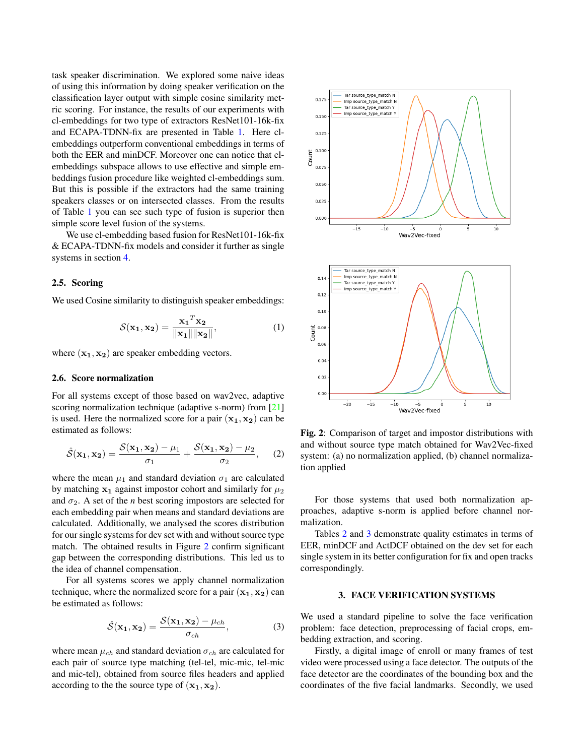task speaker discrimination. We explored some naive ideas of using this information by doing speaker verification on the classification layer output with simple cosine similarity metric scoring. For instance, the results of our experiments with cl-embeddings for two type of extractors ResNet101-16k-fix and ECAPA-TDNN-fix are presented in Table 1. Here cl-embeddings outperform conventional embeddings in terms of both the EER and minDCF. Moreover one can notice that cl-embeddings subspace allows to use effective and simple embeddings fusion procedure like weighted cl-embeddings sum. But this is possible if the extractors had the same training speakers classes or on intersected classes. From the results of Table 1 you can see such type of fusion is superior then simple score level fusion of the systems.

We use cl-embedding based fusion for ResNet101-16k-fix & ECAPA-TDNN-fix models and consider it further as single systems in section 4.

### 2.5. Scoring

We used Cosine similarity to distinguish speaker embeddings:

$$\mathcal{S}(\mathbf{x_1}, \mathbf{x_2}) = \frac{\mathbf{x_1}^T \mathbf{x_2}}{\|\mathbf{x_1}\|\|\mathbf{x_2}\|}, \tag{1}$$

where $(\mathbf{x_1}, \mathbf{x_2})$ are speaker embedding vectors.

### 2.6. Score normalization

For all systems except of those based on wav2vec, adaptive scoring normalization technique (adaptive s-norm) from [21] is used. Here the normalized score for a pair $(\mathbf{x_1}, \mathbf{x_2})$ can be estimated as follows:

$$\hat{\mathcal{S}}(\mathbf{x_1}, \mathbf{x_2}) = \frac{\mathcal{S}(\mathbf{x_1}, \mathbf{x_2}) - \mu_1}{\sigma_1} + \frac{\mathcal{S}(\mathbf{x_1}, \mathbf{x_2}) - \mu_2}{\sigma_2}, \tag{2}$$

where the mean $\mu_1$ and standard deviation $\sigma_1$ are calculated by matching $\mathbf{x_1}$ against impostor cohort and similarly for $\mu_2$ and $\sigma_2$. A set of the $n$ best scoring impostors are selected for each embedding pair when means and standard deviations are calculated. Additionally, we analysed the scores distribution for our single systems for dev set with and without source type match. The obtained results in Figure 2 confirm significant gap between the corresponding distributions. This led us to the idea of channel compensation.

For all systems scores we apply channel normalization technique, where the normalized score for a pair $(\mathbf{x_1}, \mathbf{x_2})$ can be estimated as follows:

$$\hat{\mathcal{S}}(\mathbf{x_1}, \mathbf{x_2}) = \frac{\mathcal{S}(\mathbf{x_1}, \mathbf{x_2}) - \mu_{ch}}{\sigma_{ch}}, \tag{3}$$

where mean $\mu_{ch}$ and standard deviation $\sigma_{ch}$ are calculated for each pair of source type matching (tel-tel, mic-mic, tel-mic and mic-tel), obtained from source files headers and applied according to the the source type of $(\mathbf{x_1}, \mathbf{x_2})$.

**Fig. 2**: Comparison of target and impostor distributions with and without source type match obtained for Wav2Vec-fixed system: (a) no normalization applied, (b) channel normalization applied

For those systems that used both normalization approaches, adaptive s-norm is applied before channel normalization.

Tables 2 and 3 demonstrate quality estimates in terms of EER, minDCF and ActDCF obtained on the dev set for each single system in its better configuration for fix and open tracks correspondingly.

## 3. FACE VERIFICATION SYSTEMS

We used a standard pipeline to solve the face verification problem: face detection, preprocessing of facial crops, embedding extraction, and scoring.

Firstly, a digital image of enroll or many frames of test video were processed using a face detector. The outputs of the face detector are the coordinates of the bounding box and the coordinates of the five facial landmarks. Secondly, we used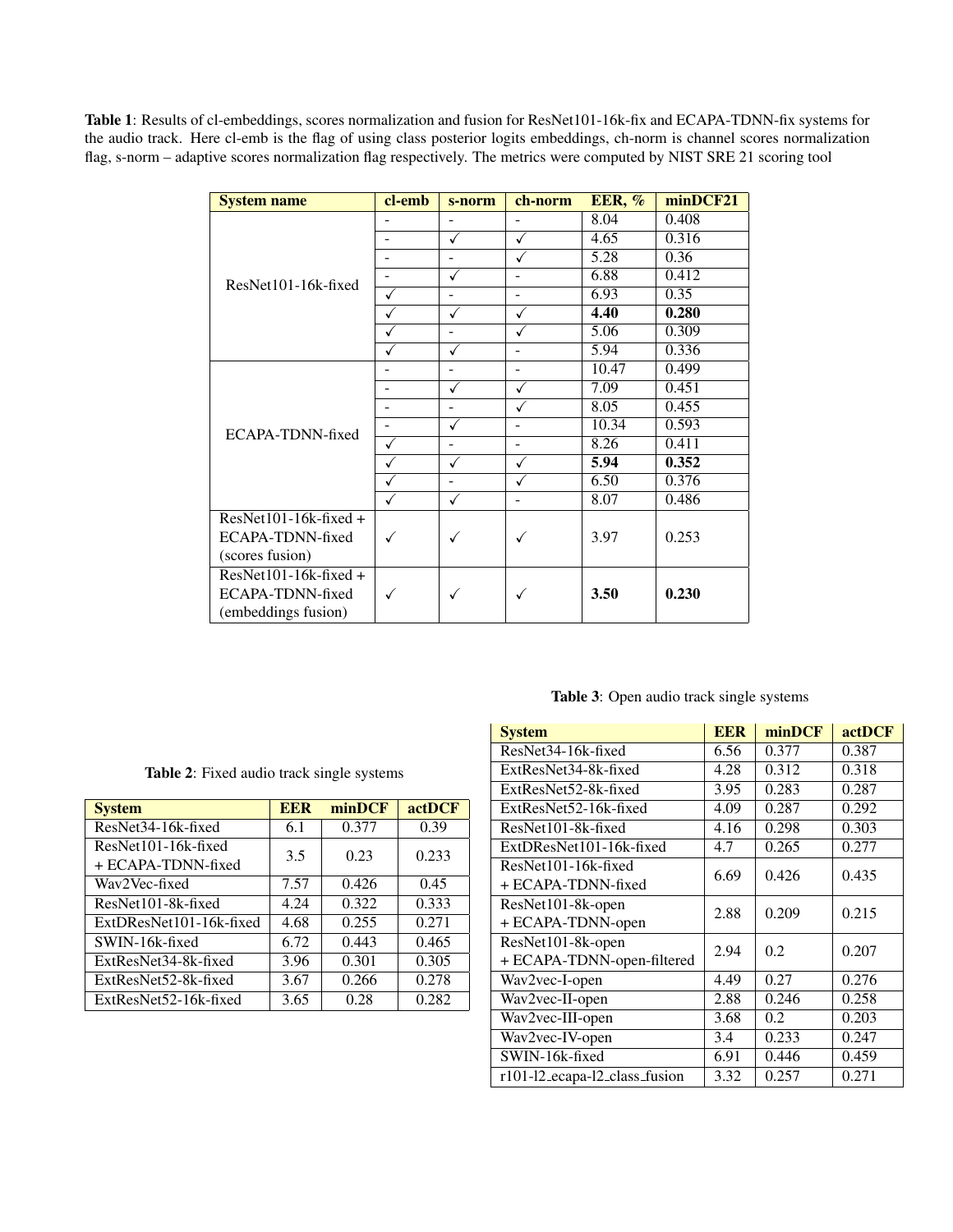**Table 1**: Results of cl-embeddings, scores normalization and fusion for ResNet101-16k-fix and ECAPA-TDNN-fix systems for the audio track. Here cl-emb is the flag of using class posterior logits embeddings, ch-norm is channel scores normalization flag, s-norm – adaptive scores normalization flag respectively. The metrics were computed by NIST SRE 21 scoring tool

| System name | cl-emb | s-norm | ch-norm | EER, % | minDCF21 |
|---|---|---|---|---|---|
| ResNet101-16k-fixed | - | - | - | 8.04 | 0.408 |
| | - | ✓ | ✓ | 4.65 | 0.316 |
| | - | - | ✓ | 5.28 | 0.36 |
| | - | ✓ | - | 6.88 | 0.412 |
| | ✓ | - | - | 6.93 | 0.35 |
| | ✓ | ✓ | ✓ | **4.40** | **0.280** |
| | ✓ | - | ✓ | 5.06 | 0.309 |
| | ✓ | ✓ | - | 5.94 | 0.336 |
| ECAPA-TDNN-fixed | - | - | - | 10.47 | 0.499 |
| | - | ✓ | ✓ | 7.09 | 0.451 |
| | - | - | ✓ | 8.05 | 0.455 |
| | - | ✓ | - | 10.34 | 0.593 |
| | ✓ | - | - | 8.26 | 0.411 |
| | ✓ | ✓ | ✓ | **5.94** | **0.352** |
| | ✓ | - | ✓ | 6.50 | 0.376 |
| | ✓ | ✓ | - | 8.07 | 0.486 |
| ResNet101-16k-fixed + ECAPA-TDNN-fixed (scores fusion) | ✓ | ✓ | ✓ | 3.97 | 0.253 |
| ResNet101-16k-fixed + ECAPA-TDNN-fixed (embeddings fusion) | ✓ | ✓ | ✓ | **3.50** | **0.230** |

**Table 2**: Fixed audio track single systems

| System | EER | minDCF | actDCF |
|---|---|---|---|
| ResNet34-16k-fixed | 6.1 | 0.377 | 0.39 |
| ResNet101-16k-fixed + ECAPA-TDNN-fixed | 3.5 | 0.23 | 0.233 |
| Wav2Vec-fixed | 7.57 | 0.426 | 0.45 |
| ResNet101-8k-fixed | 4.24 | 0.322 | 0.333 |
| ExtDResNet101-16k-fixed | 4.68 | 0.255 | 0.271 |
| SWIN-16k-fixed | 6.72 | 0.443 | 0.465 |
| ExtResNet34-8k-fixed | 3.96 | 0.301 | 0.305 |
| ExtResNet52-8k-fixed | 3.67 | 0.266 | 0.278 |
| ExtResNet52-16k-fixed | 3.65 | 0.28 | 0.282 |

**Table 3**: Open audio track single systems

| System | EER | minDCF | actDCF |
|---|---|---|---|
| ResNet34-16k-fixed | 6.56 | 0.377 | 0.387 |
| ExtResNet34-8k-fixed | 4.28 | 0.312 | 0.318 |
| ExtResNet52-8k-fixed | 3.95 | 0.283 | 0.287 |
| ExtResNet52-16k-fixed | 4.09 | 0.287 | 0.292 |
| ResNet101-8k-fixed | 4.16 | 0.298 | 0.303 |
| ExtDResNet101-16k-fixed | 4.7 | 0.265 | 0.277 |
| ResNet101-16k-fixed + ECAPA-TDNN-fixed | 6.69 | 0.426 | 0.435 |
| ResNet101-8k-open + ECAPA-TDNN-open | 2.88 | 0.209 | 0.215 |
| ResNet101-8k-open + ECAPA-TDNN-open-filtered | 2.94 | 0.2 | 0.207 |
| Wav2vec-I-open | 4.49 | 0.27 | 0.276 |
| Wav2vec-II-open | 2.88 | 0.246 | 0.258 |
| Wav2vec-III-open | 3.68 | 0.2 | 0.203 |
| Wav2vec-IV-open | 3.4 | 0.233 | 0.247 |
| SWIN-16k-fixed | 6.91 | 0.446 | 0.459 |
| r101-l2_ecapa-l2_class_fusion | 3.32 | 0.257 | 0.271 |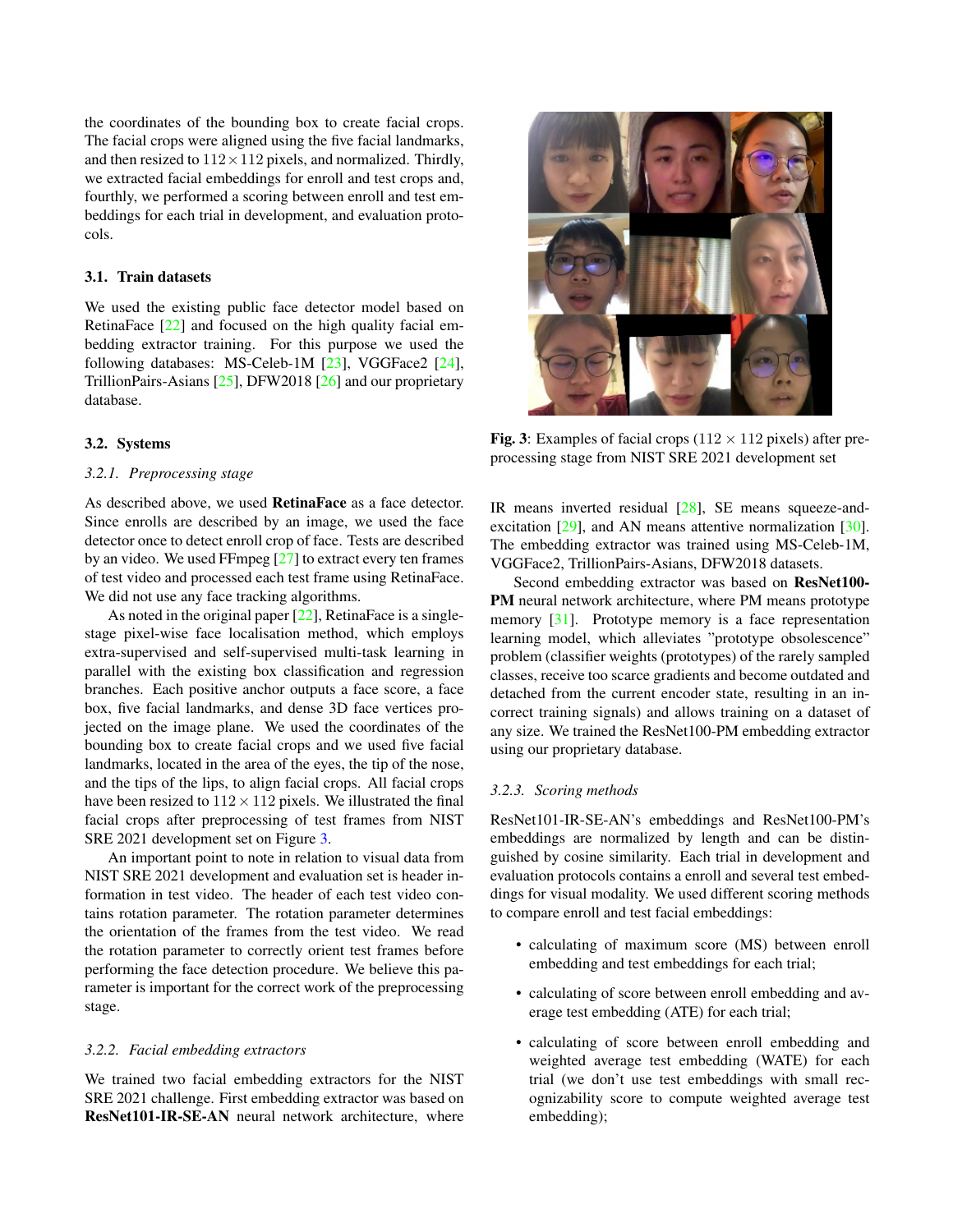the coordinates of the bounding box to create facial crops. The facial crops were aligned using the five facial landmarks, and then resized to $112 \times 112$ pixels, and normalized. Thirdly, we extracted facial embeddings for enroll and test crops and, fourthly, we performed a scoring between enroll and test embeddings for each trial in development, and evaluation protocols.

### 3.1. Train datasets

We used the existing public face detector model based on RetinaFace [22] and focused on the high quality facial embedding extractor training. For this purpose we used the following databases: MS-Celeb-1M [23], VGGFace2 [24], TrillionPairs-Asians [25], DFW2018 [26] and our proprietary database.

### 3.2. Systems

#### *3.2.1. Preprocessing stage*

As described above, we used **RetinaFace** as a face detector. Since enrolls are described by an image, we used the face detector once to detect enroll crop of face. Tests are described by an video. We used FFmpeg [27] to extract every ten frames of test video and processed each test frame using RetinaFace. We did not use any face tracking algorithms.

As noted in the original paper [22], RetinaFace is a single-stage pixel-wise face localisation method, which employs extra-supervised and self-supervised multi-task learning in parallel with the existing box classification and regression branches. Each positive anchor outputs a face score, a face box, five facial landmarks, and dense 3D face vertices projected on the image plane. We used the coordinates of the bounding box to create facial crops and we used five facial landmarks, located in the area of the eyes, the tip of the nose, and the tips of the lips, to align facial crops. All facial crops have been resized to $112 \times 112$ pixels. We illustrated the final facial crops after preprocessing of test frames from NIST SRE 2021 development set on Figure 3.

An important point to note in relation to visual data from NIST SRE 2021 development and evaluation set is header information in test video. The header of each test video contains rotation parameter. The rotation parameter determines the orientation of the frames from the test video. We read the rotation parameter to correctly orient test frames before performing the face detection procedure. We believe this parameter is important for the correct work of the preprocessing stage.

#### *3.2.2. Facial embedding extractors*

We trained two facial embedding extractors for the NIST SRE 2021 challenge. First embedding extractor was based on **ResNet101-IR-SE-AN** neural network architecture, where IR means inverted residual [28], SE means squeeze-and-excitation [29], and AN means attentive normalization [30]. The embedding extractor was trained using MS-Celeb-1M, VGGFace2, TrillionPairs-Asians, DFW2018 datasets.

Second embedding extractor was based on **ResNet100-PM** neural network architecture, where PM means prototype memory [31]. Prototype memory is a face representation learning model, which alleviates "prototype obsolescence" problem (classifier weights (prototypes) of the rarely sampled classes, receive too scarce gradients and become outdated and detached from the current encoder state, resulting in an incorrect training signals) and allows training on a dataset of any size. We trained the ResNet100-PM embedding extractor using our proprietary database.

**Fig. 3**: Examples of facial crops ($112 \times 112$ pixels) after preprocessing stage from NIST SRE 2021 development set

#### *3.2.3. Scoring methods*

ResNet101-IR-SE-AN's embeddings and ResNet100-PM's embeddings are normalized by length and can be distinguished by cosine similarity. Each trial in development and evaluation protocols contains a enroll and several test embeddings for visual modality. We used different scoring methods to compare enroll and test facial embeddings:

- calculating of maximum score (MS) between enroll embedding and test embeddings for each trial;
- calculating of score between enroll embedding and average test embedding (ATE) for each trial;
- calculating of score between enroll embedding and weighted average test embedding (WATE) for each trial (we don't use test embeddings with small recognizability score to compute weighted average test embedding);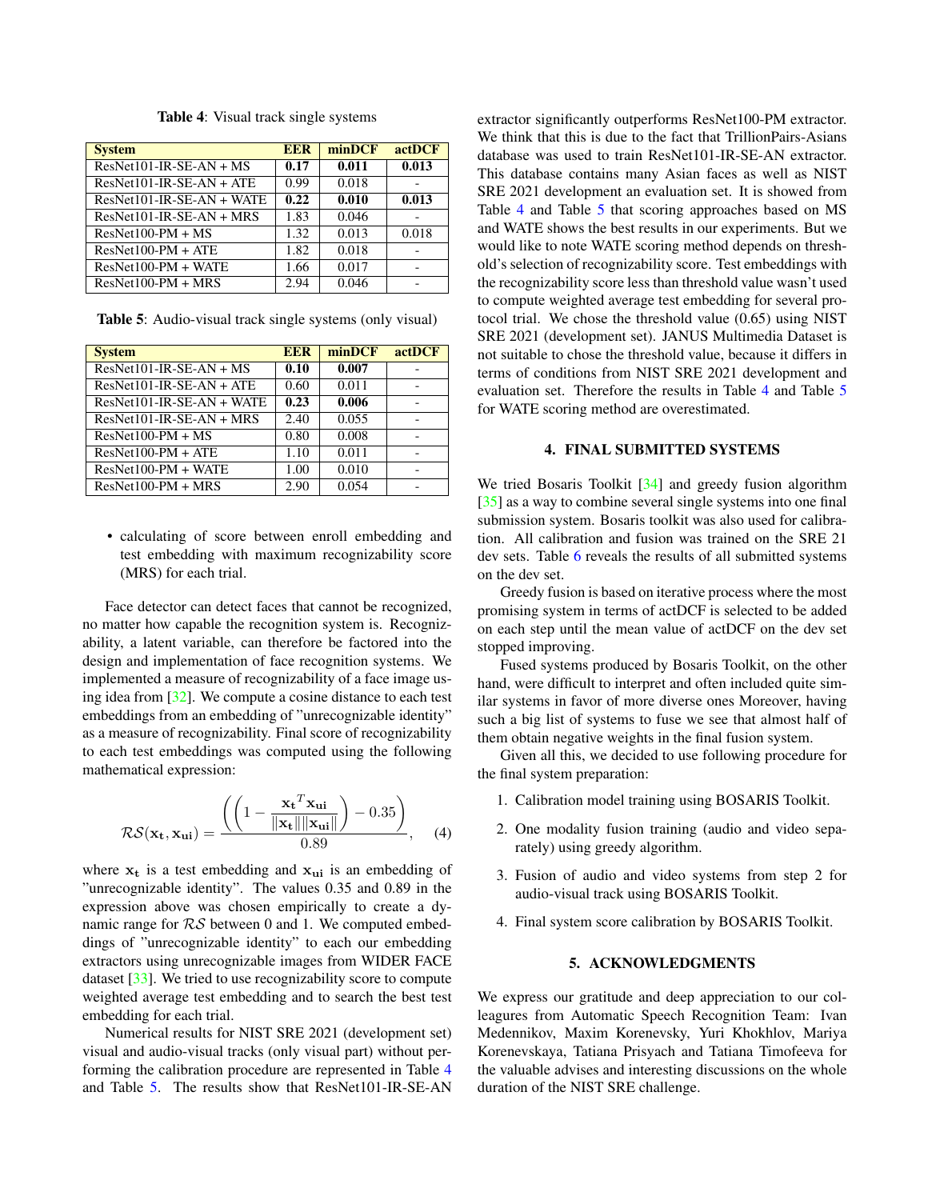**Table 4**: Visual track single systems

| System | EER | minDCF | actDCF |
|---|---|---|---|
| ResNet101-IR-SE-AN + MS | **0.17** | **0.011** | **0.013** |
| ResNet101-IR-SE-AN + ATE | 0.99 | 0.018 | - |
| ResNet101-IR-SE-AN + WATE | **0.22** | **0.010** | **0.013** |
| ResNet101-IR-SE-AN + MRS | 1.83 | 0.046 | - |
| ResNet100-PM + MS | 1.32 | 0.013 | 0.018 |
| ResNet100-PM + ATE | 1.82 | 0.018 | - |
| ResNet100-PM + WATE | 1.66 | 0.017 | - |
| ResNet100-PM + MRS | 2.94 | 0.046 | - |

**Table 5**: Audio-visual track single systems (only visual)

| System | EER | minDCF | actDCF |
|---|---|---|---|
| ResNet101-IR-SE-AN + MS | **0.10** | **0.007** | - |
| ResNet101-IR-SE-AN + ATE | 0.60 | 0.011 | - |
| ResNet101-IR-SE-AN + WATE | **0.23** | **0.006** | - |
| ResNet101-IR-SE-AN + MRS | 2.40 | 0.055 | - |
| ResNet100-PM + MS | 0.80 | 0.008 | - |
| ResNet100-PM + ATE | 1.10 | 0.011 | - |
| ResNet100-PM + WATE | 1.00 | 0.010 | - |
| ResNet100-PM + MRS | 2.90 | 0.054 | - |

- calculating of score between enroll embedding and test embedding with maximum recognizability score (MRS) for each trial.

Face detector can detect faces that cannot be recognized, no matter how capable the recognition system is. Recognizability, a latent variable, can therefore be factored into the design and implementation of face recognition systems. We implemented a measure of recognizability of a face image using idea from [32]. We compute a cosine distance to each test embeddings from an embedding of "unrecognizable identity" as a measure of recognizability. Final score of recognizability to each test embeddings was computed using the following mathematical expression:

$$\mathcal{RS}(\mathbf{x_t}, \mathbf{x_{ui}}) = \frac{\left(\left(1 - \frac{\mathbf{x_t}^T \mathbf{x_{ui}}}{\|\mathbf{x_t}\| \|\mathbf{x_{ui}}\|}\right) - 0.35\right)}{0.89}, \quad (4)$$

where $\mathbf{x_t}$ is a test embedding and $\mathbf{x_{ui}}$ is an embedding of "unrecognizable identity". The values 0.35 and 0.89 in the expression above was chosen empirically to create a dynamic range for $\mathcal{RS}$ between 0 and 1. We computed embeddings of "unrecognizable identity" to each our embedding extractors using unrecognizable images from WIDER FACE dataset [33]. We tried to use recognizability score to compute weighted average test embedding and to search the best test embedding for each trial.

Numerical results for NIST SRE 2021 (development set) visual and audio-visual tracks (only visual part) without performing the calibration procedure are represented in Table 4 and Table 5. The results show that ResNet101-IR-SE-AN extractor significantly outperforms ResNet100-PM extractor. We think that this is due to the fact that TrillionPairs-Asians database was used to train ResNet101-IR-SE-AN extractor. This database contains many Asian faces as well as NIST SRE 2021 development an evaluation set. It is showed from Table 4 and Table 5 that scoring approaches based on MS and WATE shows the best results in our experiments. But we would like to note WATE scoring method depends on threshold's selection of recognizability score. Test embeddings with the recognizability score less than threshold value wasn't used to compute weighted average test embedding for several protocol trial. We chose the threshold value (0.65) using NIST SRE 2021 (development set). JANUS Multimedia Dataset is not suitable to chose the threshold value, because it differs in terms of conditions from NIST SRE 2021 development and evaluation set. Therefore the results in Table 4 and Table 5 for WATE scoring method are overestimated.

## 4. FINAL SUBMITTED SYSTEMS

We tried Bosaris Toolkit [34] and greedy fusion algorithm [35] as a way to combine several single systems into one final submission system. Bosaris toolkit was also used for calibration. All calibration and fusion was trained on the SRE 21 dev sets. Table 6 reveals the results of all submitted systems on the dev set.

Greedy fusion is based on iterative process where the most promising system in terms of actDCF is selected to be added on each step until the mean value of actDCF on the dev set stopped improving.

Fused systems produced by Bosaris Toolkit, on the other hand, were difficult to interpret and often included quite similar systems in favor of more diverse ones Moreover, having such a big list of systems to fuse we see that almost half of them obtain negative weights in the final fusion system.

Given all this, we decided to use following procedure for the final system preparation:

1. Calibration model training using BOSARIS Toolkit.
2. One modality fusion training (audio and video separately) using greedy algorithm.
3. Fusion of audio and video systems from step 2 for audio-visual track using BOSARIS Toolkit.
4. Final system score calibration by BOSARIS Toolkit.

## 5. ACKNOWLEDGMENTS

We express our gratitude and deep appreciation to our colleagues from Automatic Speech Recognition Team: Ivan Medennikov, Maxim Korenevsky, Yuri Khokhlov, Mariya Korenevskaya, Tatiana Prisyach and Tatiana Timofeeva for the valuable advises and interesting discussions on the whole duration of the NIST SRE challenge.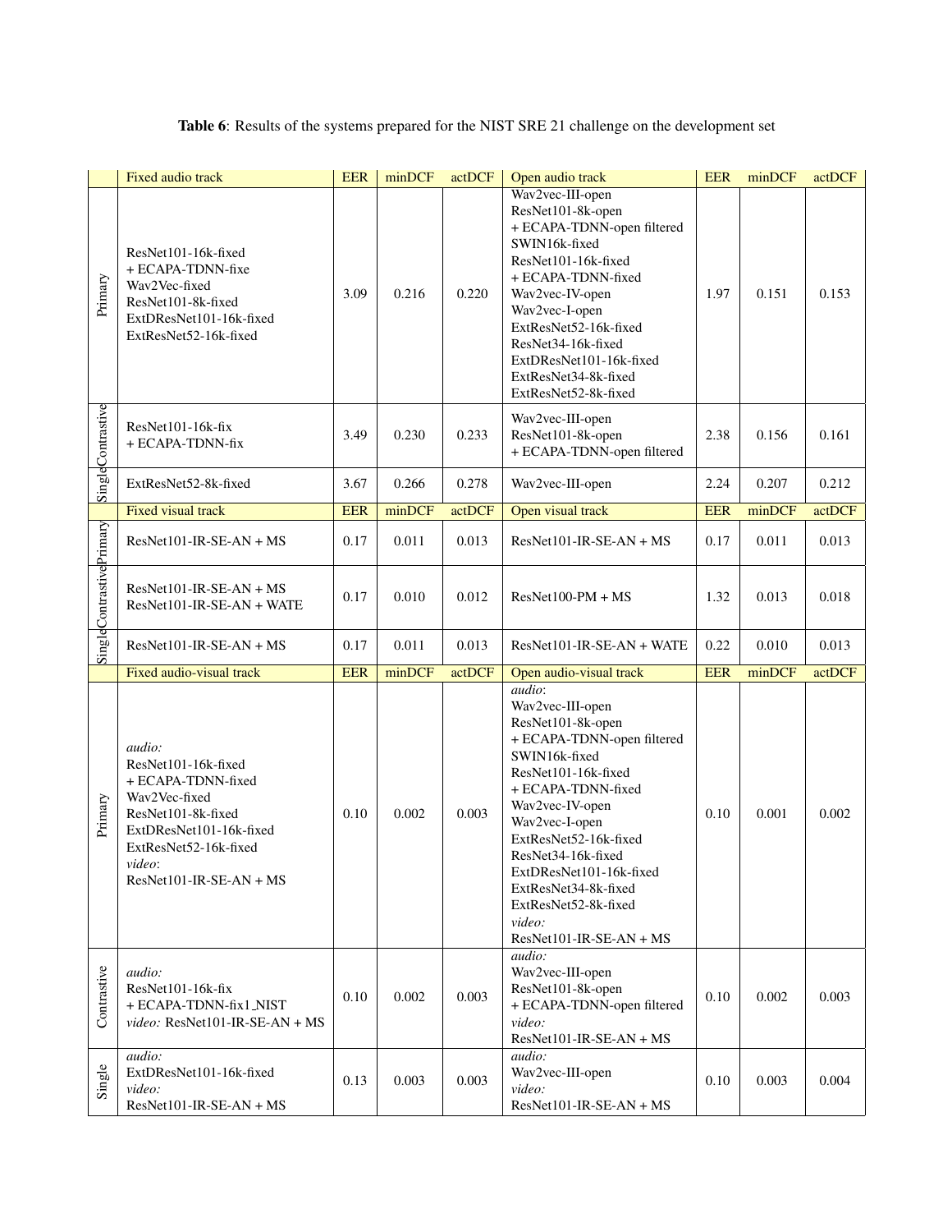**Table 6**: Results of the systems prepared for the NIST SRE 21 challenge on the development set

| | Fixed audio track | EER | minDCF | actDCF | Open audio track | EER | minDCF | actDCF |
|---|---|---|---|---|---|---|---|---|
| Primary | ResNet101-16k-fixed<br>+ ECAPA-TDNN-fixe<br>Wav2Vec-fixed<br>ResNet101-8k-fixed<br>ExtDResNet101-16k-fixed<br>ExtResNet52-16k-fixed | 3.09 | 0.216 | 0.220 | Wav2vec-III-open<br>ResNet101-8k-open<br>+ ECAPA-TDNN-open filtered<br>SWIN16k-fixed<br>ResNet101-16k-fixed<br>+ ECAPA-TDNN-fixed<br>Wav2vec-IV-open<br>Wav2vec-I-open<br>ExtResNet52-16k-fixed<br>ResNet34-16k-fixed<br>ExtDResNet101-16k-fixed<br>ExtResNet34-8k-fixed<br>ExtResNet52-8k-fixed | 1.97 | 0.151 | 0.153 |
| Contrastive | ResNet101-16k-fix<br>+ ECAPA-TDNN-fix | 3.49 | 0.230 | 0.233 | Wav2vec-III-open<br>ResNet101-8k-open<br>+ ECAPA-TDNN-open filtered | 2.38 | 0.156 | 0.161 |
| Single | ExtResNet52-8k-fixed | 3.67 | 0.266 | 0.278 | Wav2vec-III-open | 2.24 | 0.207 | 0.212 |
| | Fixed visual track | EER | minDCF | actDCF | Open visual track | EER | minDCF | actDCF |
| Primary | ResNet101-IR-SE-AN + MS | 0.17 | 0.011 | 0.013 | ResNet101-IR-SE-AN + MS | 0.17 | 0.011 | 0.013 |
| Contrastive | ResNet101-IR-SE-AN + MS<br>ResNet101-IR-SE-AN + WATE | 0.17 | 0.010 | 0.012 | ResNet100-PM + MS | 1.32 | 0.013 | 0.018 |
| Single | ResNet101-IR-SE-AN + MS | 0.17 | 0.011 | 0.013 | ResNet101-IR-SE-AN + WATE | 0.22 | 0.010 | 0.013 |
| | Fixed audio-visual track | EER | minDCF | actDCF | Open audio-visual track | EER | minDCF | actDCF |
| Primary | *audio*:<br>ResNet101-16k-fixed<br>+ ECAPA-TDNN-fixed<br>Wav2Vec-fixed<br>ResNet101-8k-fixed<br>ExtDResNet101-16k-fixed<br>ExtResNet52-16k-fixed<br>*video*:<br>ResNet101-IR-SE-AN + MS | 0.10 | 0.002 | 0.003 | *audio*:<br>Wav2vec-III-open<br>ResNet101-8k-open<br>+ ECAPA-TDNN-open filtered<br>SWIN16k-fixed<br>ResNet101-16k-fixed<br>+ ECAPA-TDNN-fixed<br>Wav2vec-IV-open<br>Wav2vec-I-open<br>ExtResNet52-16k-fixed<br>ResNet34-16k-fixed<br>ExtDResNet101-16k-fixed<br>ExtResNet34-8k-fixed<br>ExtResNet52-8k-fixed<br>*video:*<br>ResNet101-IR-SE-AN + MS | 0.10 | 0.001 | 0.002 |
| Contrastive | *audio:*<br>ResNet101-16k-fix<br>+ ECAPA-TDNN-fix1_NIST<br>*video:* ResNet101-IR-SE-AN + MS | 0.10 | 0.002 | 0.003 | *audio:*<br>Wav2vec-III-open<br>ResNet101-8k-open<br>+ ECAPA-TDNN-open filtered<br>*video:*<br>ResNet101-IR-SE-AN + MS | 0.10 | 0.002 | 0.003 |
| Single | *audio:*<br>ExtDResNet101-16k-fixed<br>*video:*<br>ResNet101-IR-SE-AN + MS | 0.13 | 0.003 | 0.003 | *audio:*<br>Wav2vec-III-open<br>*video:*<br>ResNet101-IR-SE-AN + MS | 0.10 | 0.003 | 0.004 |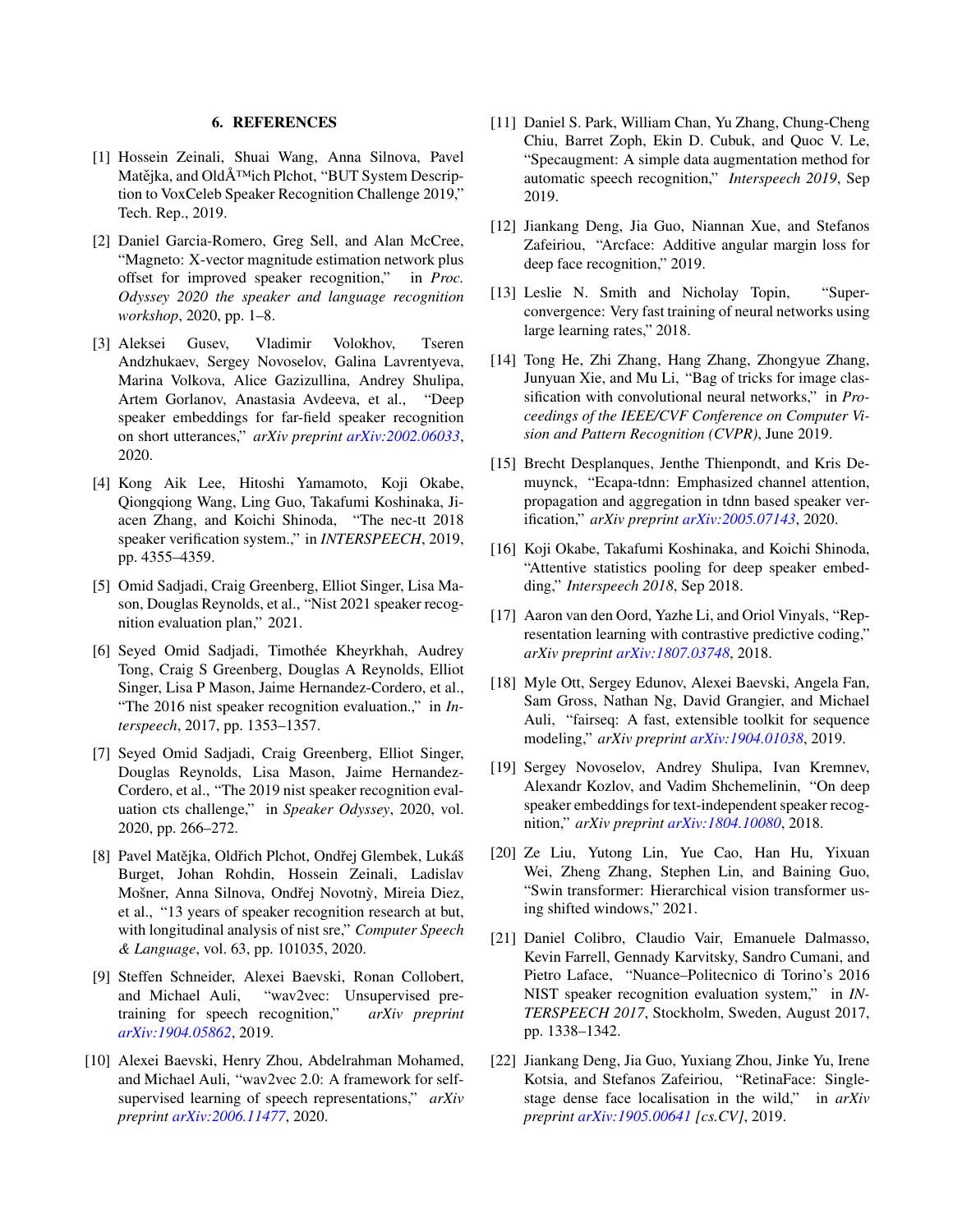## 6. REFERENCES

[1] Hossein Zeinali, Shuai Wang, Anna Silnova, Pavel Matějka, and OldÅ™ich Plchot, "BUT System Description to VoxCeleb Speaker Recognition Challenge 2019," Tech. Rep., 2019.

[2] Daniel Garcia-Romero, Greg Sell, and Alan McCree, "Magneto: X-vector magnitude estimation network plus offset for improved speaker recognition," in *Proc. Odyssey 2020 the speaker and language recognition workshop*, 2020, pp. 1–8.

[3] Aleksei Gusev, Vladimir Volokhov, Tseren Andzhukaev, Sergey Novoselov, Galina Lavrentyeva, Marina Volkova, Alice Gazizullina, Andrey Shulipa, Artem Gorlanov, Anastasia Avdeeva, et al., "Deep speaker embeddings for far-field speaker recognition on short utterances," *arXiv preprint arXiv:2002.06033*, 2020.

[4] Kong Aik Lee, Hitoshi Yamamoto, Koji Okabe, Qiongqiong Wang, Ling Guo, Takafumi Koshinaka, Jiacen Zhang, and Koichi Shinoda, "The nec-tt 2018 speaker verification system.," in *INTERSPEECH*, 2019, pp. 4355–4359.

[5] Omid Sadjadi, Craig Greenberg, Elliot Singer, Lisa Mason, Douglas Reynolds, et al., "Nist 2021 speaker recognition evaluation plan," 2021.

[6] Seyed Omid Sadjadi, Timothée Kheyrkhah, Audrey Tong, Craig S Greenberg, Douglas A Reynolds, Elliot Singer, Lisa P Mason, Jaime Hernandez-Cordero, et al., "The 2016 nist speaker recognition evaluation.," in *Interspeech*, 2017, pp. 1353–1357.

[7] Seyed Omid Sadjadi, Craig Greenberg, Elliot Singer, Douglas Reynolds, Lisa Mason, Jaime Hernandez-Cordero, et al., "The 2019 nist speaker recognition evaluation cts challenge," in *Speaker Odyssey*, 2020, vol. 2020, pp. 266–272.

[8] Pavel Matějka, Oldřich Plchot, Ondřej Glembek, Lukáš Burget, Johan Rohdin, Hossein Zeinali, Ladislav Mošner, Anna Silnova, Ondřej Novotnỳ, Mireia Diez, et al., "13 years of speaker recognition research at but, with longitudinal analysis of nist sre," *Computer Speech & Language*, vol. 63, pp. 101035, 2020.

[9] Steffen Schneider, Alexei Baevski, Ronan Collobert, and Michael Auli, "wav2vec: Unsupervised pre-training for speech recognition," *arXiv preprint arXiv:1904.05862*, 2019.

[10] Alexei Baevski, Henry Zhou, Abdelrahman Mohamed, and Michael Auli, "wav2vec 2.0: A framework for self-supervised learning of speech representations," *arXiv preprint arXiv:2006.11477*, 2020.

[11] Daniel S. Park, William Chan, Yu Zhang, Chung-Cheng Chiu, Barret Zoph, Ekin D. Cubuk, and Quoc V. Le, "Specaugment: A simple data augmentation method for automatic speech recognition," *Interspeech 2019*, Sep 2019.

[12] Jiankang Deng, Jia Guo, Niannan Xue, and Stefanos Zafeiriou, "Arcface: Additive angular margin loss for deep face recognition," 2019.

[13] Leslie N. Smith and Nicholay Topin, "Super-convergence: Very fast training of neural networks using large learning rates," 2018.

[14] Tong He, Zhi Zhang, Hang Zhang, Zhongyue Zhang, Junyuan Xie, and Mu Li, "Bag of tricks for image classification with convolutional neural networks," in *Proceedings of the IEEE/CVF Conference on Computer Vision and Pattern Recognition (CVPR)*, June 2019.

[15] Brecht Desplanques, Jenthe Thienpondt, and Kris Demuynck, "Ecapa-tdnn: Emphasized channel attention, propagation and aggregation in tdnn based speaker verification," *arXiv preprint arXiv:2005.07143*, 2020.

[16] Koji Okabe, Takafumi Koshinaka, and Koichi Shinoda, "Attentive statistics pooling for deep speaker embedding," *Interspeech 2018*, Sep 2018.

[17] Aaron van den Oord, Yazhe Li, and Oriol Vinyals, "Representation learning with contrastive predictive coding," *arXiv preprint arXiv:1807.03748*, 2018.

[18] Myle Ott, Sergey Edunov, Alexei Baevski, Angela Fan, Sam Gross, Nathan Ng, David Grangier, and Michael Auli, "fairseq: A fast, extensible toolkit for sequence modeling," *arXiv preprint arXiv:1904.01038*, 2019.

[19] Sergey Novoselov, Andrey Shulipa, Ivan Kremnev, Alexandr Kozlov, and Vadim Shchemelinin, "On deep speaker embeddings for text-independent speaker recognition," *arXiv preprint arXiv:1804.10080*, 2018.

[20] Ze Liu, Yutong Lin, Yue Cao, Han Hu, Yixuan Wei, Zheng Zhang, Stephen Lin, and Baining Guo, "Swin transformer: Hierarchical vision transformer using shifted windows," 2021.

[21] Daniel Colibro, Claudio Vair, Emanuele Dalmasso, Kevin Farrell, Gennady Karvitsky, Sandro Cumani, and Pietro Laface, "Nuance–Politecnico di Torino's 2016 NIST speaker recognition evaluation system," in *INTERSPEECH 2017*, Stockholm, Sweden, August 2017, pp. 1338–1342.

[22] Jiankang Deng, Jia Guo, Yuxiang Zhou, Jinke Yu, Irene Kotsia, and Stefanos Zafeiriou, "RetinaFace: Single-stage dense face localisation in the wild," in *arXiv preprint arXiv:1905.00641 [cs.CV]*, 2019.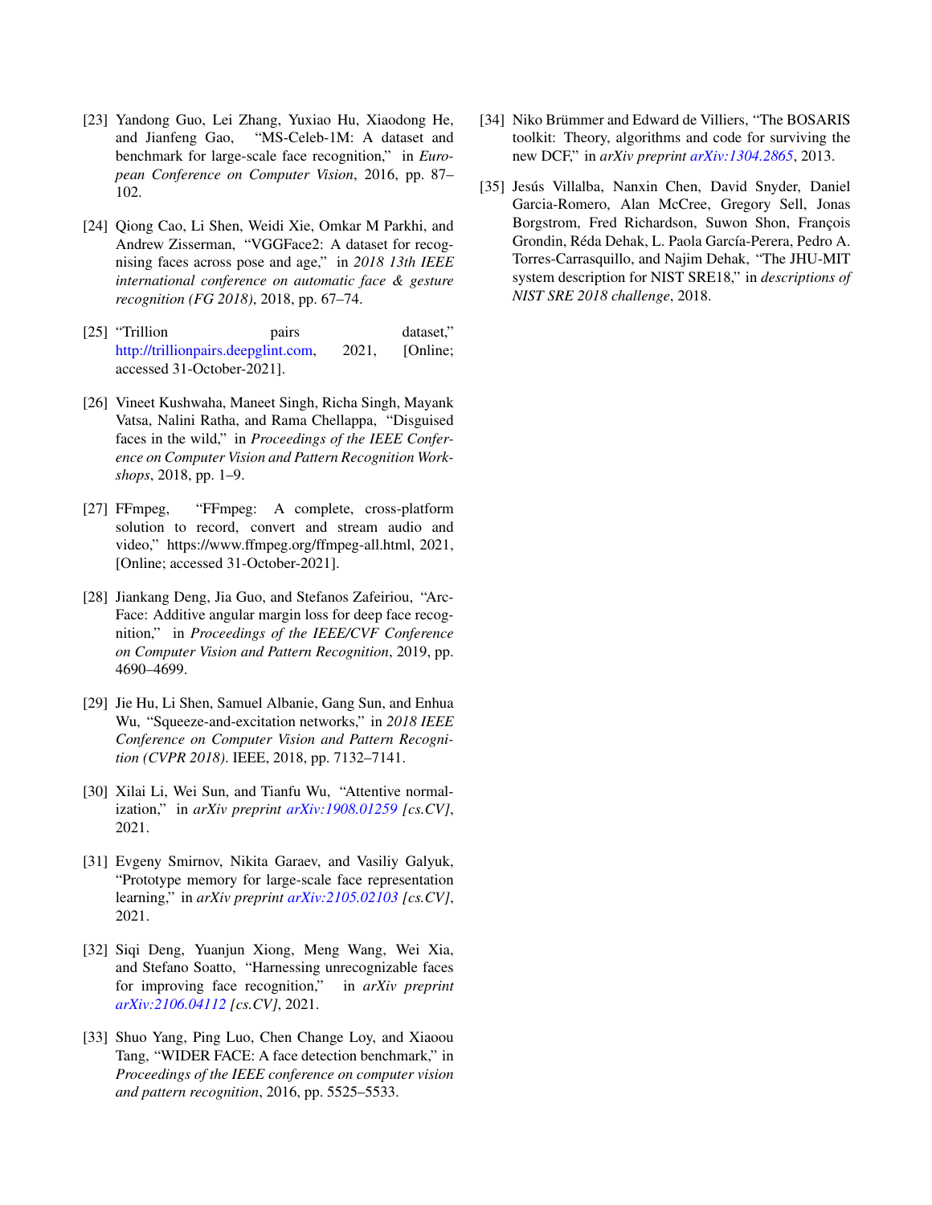[23] Yandong Guo, Lei Zhang, Yuxiao Hu, Xiaodong He, and Jianfeng Gao, "MS-Celeb-1M: A dataset and benchmark for large-scale face recognition," in *European Conference on Computer Vision*, 2016, pp. 87–102.

[24] Qiong Cao, Li Shen, Weidi Xie, Omkar M Parkhi, and Andrew Zisserman, "VGGFace2: A dataset for recognising faces across pose and age," in *2018 13th IEEE international conference on automatic face & gesture recognition (FG 2018)*, 2018, pp. 67–74.

[25] "Trillion pairs dataset," http://trillionpairs.deepglint.com, 2021, [Online; accessed 31-October-2021].

[26] Vineet Kushwaha, Maneet Singh, Richa Singh, Mayank Vatsa, Nalini Ratha, and Rama Chellappa, "Disguised faces in the wild," in *Proceedings of the IEEE Conference on Computer Vision and Pattern Recognition Workshops*, 2018, pp. 1–9.

[27] FFmpeg, "FFmpeg: A complete, cross-platform solution to record, convert and stream audio and video," https://www.ffmpeg.org/ffmpeg-all.html, 2021, [Online; accessed 31-October-2021].

[28] Jiankang Deng, Jia Guo, and Stefanos Zafeiriou, "ArcFace: Additive angular margin loss for deep face recognition," in *Proceedings of the IEEE/CVF Conference on Computer Vision and Pattern Recognition*, 2019, pp. 4690–4699.

[29] Jie Hu, Li Shen, Samuel Albanie, Gang Sun, and Enhua Wu, "Squeeze-and-excitation networks," in *2018 IEEE Conference on Computer Vision and Pattern Recognition (CVPR 2018)*. IEEE, 2018, pp. 7132–7141.

[30] Xilai Li, Wei Sun, and Tianfu Wu, "Attentive normalization," in *arXiv preprint arXiv:1908.01259 [cs.CV]*, 2021.

[31] Evgeny Smirnov, Nikita Garaev, and Vasiliy Galyuk, "Prototype memory for large-scale face representation learning," in *arXiv preprint arXiv:2105.02103 [cs.CV]*, 2021.

[32] Siqi Deng, Yuanjun Xiong, Meng Wang, Wei Xia, and Stefano Soatto, "Harnessing unrecognizable faces for improving face recognition," in *arXiv preprint arXiv:2106.04112 [cs.CV]*, 2021.

[33] Shuo Yang, Ping Luo, Chen Change Loy, and Xiaoou Tang, "WIDER FACE: A face detection benchmark," in *Proceedings of the IEEE conference on computer vision and pattern recognition*, 2016, pp. 5525–5533.

[34] Niko Brümmer and Edward de Villiers, "The BOSARIS toolkit: Theory, algorithms and code for surviving the new DCF," in *arXiv preprint arXiv:1304.2865*, 2013.

[35] Jesús Villalba, Nanxin Chen, David Snyder, Daniel Garcia-Romero, Alan McCree, Gregory Sell, Jonas Borgstrom, Fred Richardson, Suwon Shon, François Grondin, Réda Dehak, L. Paola García-Perera, Pedro A. Torres-Carrasquillo, and Najim Dehak, "The JHU-MIT system description for NIST SRE18," in *descriptions of NIST SRE 2018 challenge*, 2018.